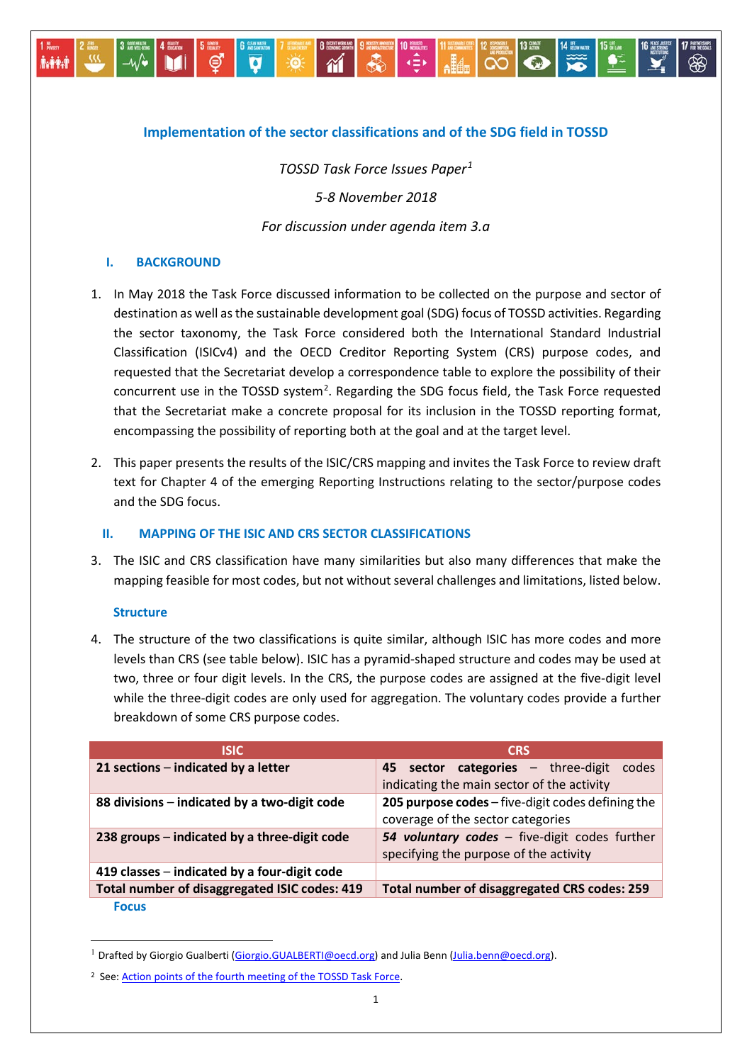## Implementation of the sector classifications and of the SDG field in TOSSD

*TOSSD Task Force Issues Paper*[1]

*5-8 November 2018*

*For discussion under agenda item 3.a*

### I. BACKGROUND

1. In May 2018 the Task Force discussed information to be collected on the purpose and sector of destination as well as the sustainable development goal (SDG) focus of TOSSD activities. Regarding the sector taxonomy, the Task Force considered both the International Standard Industrial Classification (ISICv4) and the OECD Creditor Reporting System (CRS) purpose codes, and requested that the Secretariat develop a correspondence table to explore the possibility of their concurrent use in the TOSSD system[2]. Regarding the SDG focus field, the Task Force requested that the Secretariat make a concrete proposal for its inclusion in the TOSSD reporting format, encompassing the possibility of reporting both at the goal and at the target level.

2. This paper presents the results of the ISIC/CRS mapping and invites the Task Force to review draft text for Chapter 4 of the emerging Reporting Instructions relating to the sector/purpose codes and the SDG focus.

### II. MAPPING OF THE ISIC AND CRS SECTOR CLASSIFICATIONS

3. The ISIC and CRS classification have many similarities but also many differences that make the mapping feasible for most codes, but not without several challenges and limitations, listed below.

#### Structure

4. The structure of the two classifications is quite similar, although ISIC has more codes and more levels than CRS (see table below). ISIC has a pyramid-shaped structure and codes may be used at two, three or four digit levels. In the CRS, the purpose codes are assigned at the five-digit level while the three-digit codes are only used for aggregation. The voluntary codes provide a further breakdown of some CRS purpose codes.

| ISIC | CRS |
|---|---|
| **21 sections** – indicated by a letter | **45 sector categories** – three-digit codes indicating the main sector of the activity |
| **88 divisions** – indicated by a two-digit code | **205 purpose codes** – five-digit codes defining the coverage of the sector categories |
| **238 groups** – indicated by a three-digit code | ***54 voluntary codes*** – five-digit codes further specifying the purpose of the activity |
| **419 classes** – indicated by a four-digit code | |
| **Total number of disaggregated ISIC codes: 419** | **Total number of disaggregated CRS codes: 259** |

#### Focus

[1] Drafted by Giorgio Gualberti (Giorgio.GUALBERTI@oecd.org) and Julia Benn (Julia.benn@oecd.org).

[2] See: Action points of the fourth meeting of the TOSSD Task Force.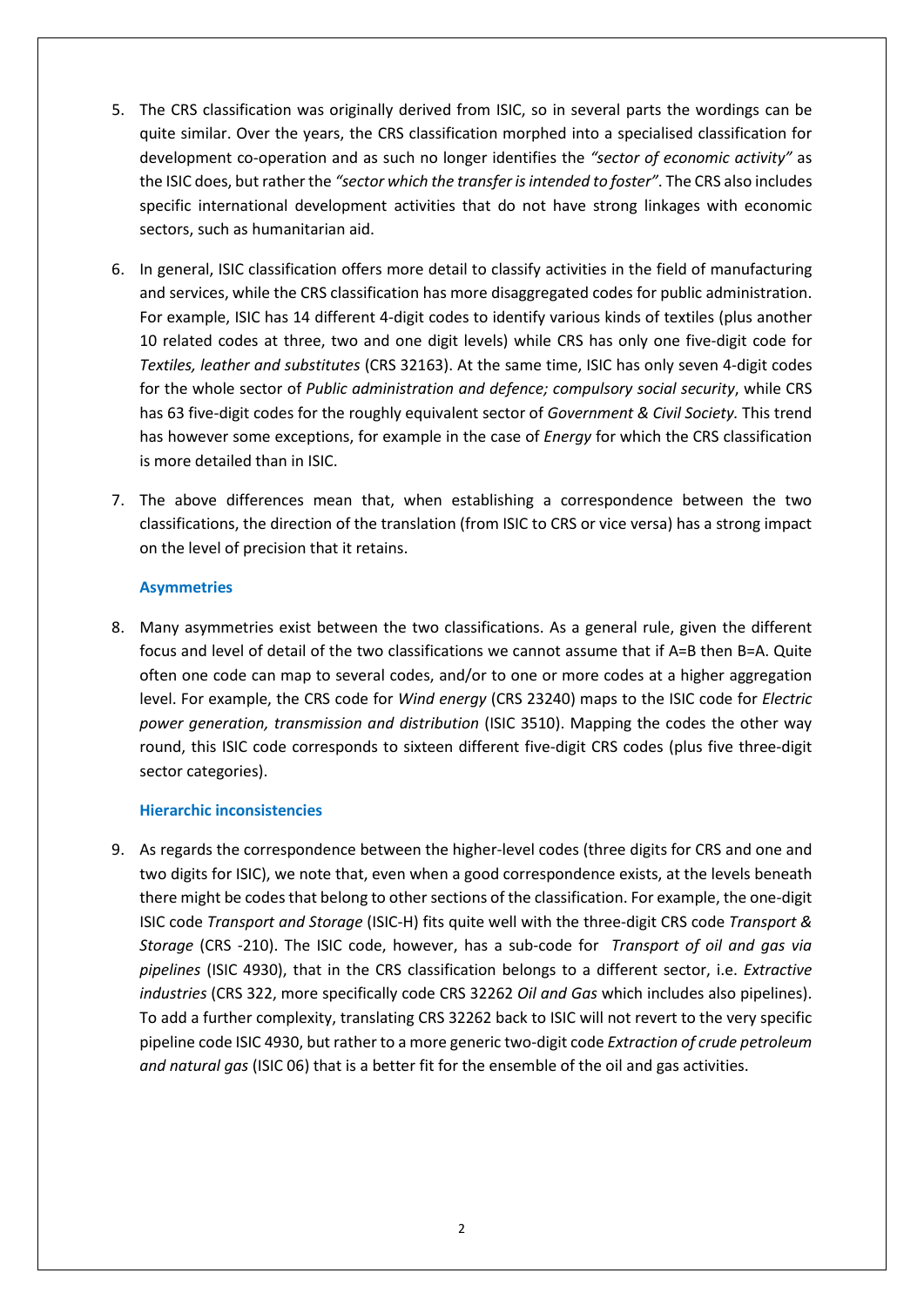5. The CRS classification was originally derived from ISIC, so in several parts the wordings can be quite similar. Over the years, the CRS classification morphed into a specialised classification for development co-operation and as such no longer identifies the *"sector of economic activity"* as the ISIC does, but rather the *"sector which the transfer is intended to foster"*. The CRS also includes specific international development activities that do not have strong linkages with economic sectors, such as humanitarian aid.

6. In general, ISIC classification offers more detail to classify activities in the field of manufacturing and services, while the CRS classification has more disaggregated codes for public administration. For example, ISIC has 14 different 4-digit codes to identify various kinds of textiles (plus another 10 related codes at three, two and one digit levels) while CRS has only one five-digit code for *Textiles, leather and substitutes* (CRS 32163). At the same time, ISIC has only seven 4-digit codes for the whole sector of *Public administration and defence; compulsory social security*, while CRS has 63 five-digit codes for the roughly equivalent sector of *Government & Civil Society.* This trend has however some exceptions, for example in the case of *Energy* for which the CRS classification is more detailed than in ISIC.

7. The above differences mean that, when establishing a correspondence between the two classifications, the direction of the translation (from ISIC to CRS or vice versa) has a strong impact on the level of precision that it retains.

#### Asymmetries

8. Many asymmetries exist between the two classifications. As a general rule, given the different focus and level of detail of the two classifications we cannot assume that if A=B then B=A. Quite often one code can map to several codes, and/or to one or more codes at a higher aggregation level. For example, the CRS code for *Wind energy* (CRS 23240) maps to the ISIC code for *Electric power generation, transmission and distribution* (ISIC 3510). Mapping the codes the other way round, this ISIC code corresponds to sixteen different five-digit CRS codes (plus five three-digit sector categories).

#### Hierarchic inconsistencies

9. As regards the correspondence between the higher-level codes (three digits for CRS and one and two digits for ISIC), we note that, even when a good correspondence exists, at the levels beneath there might be codes that belong to other sections of the classification. For example, the one-digit ISIC code *Transport and Storage* (ISIC-H) fits quite well with the three-digit CRS code *Transport & Storage* (CRS -210). The ISIC code, however, has a sub-code for *Transport of oil and gas via pipelines* (ISIC 4930), that in the CRS classification belongs to a different sector, i.e. *Extractive industries* (CRS 322, more specifically code CRS 32262 *Oil and Gas* which includes also pipelines). To add a further complexity, translating CRS 32262 back to ISIC will not revert to the very specific pipeline code ISIC 4930, but rather to a more generic two-digit code *Extraction of crude petroleum and natural gas* (ISIC 06) that is a better fit for the ensemble of the oil and gas activities.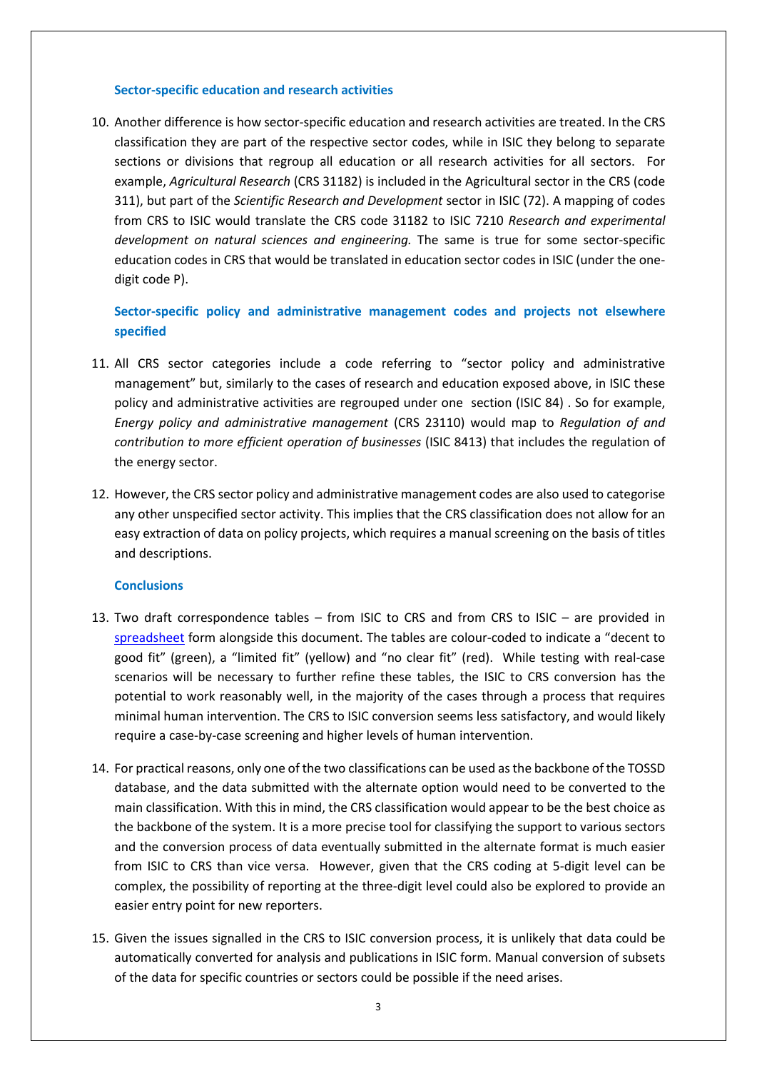### Sector-specific education and research activities

10. Another difference is how sector-specific education and research activities are treated. In the CRS classification they are part of the respective sector codes, while in ISIC they belong to separate sections or divisions that regroup all education or all research activities for all sectors. For example, *Agricultural Research* (CRS 31182) is included in the Agricultural sector in the CRS (code 311), but part of the *Scientific Research and Development* sector in ISIC (72). A mapping of codes from CRS to ISIC would translate the CRS code 31182 to ISIC 7210 *Research and experimental development on natural sciences and engineering.* The same is true for some sector-specific education codes in CRS that would be translated in education sector codes in ISIC (under the one-digit code P).

### Sector-specific policy and administrative management codes and projects not elsewhere specified

11. All CRS sector categories include a code referring to "sector policy and administrative management" but, similarly to the cases of research and education exposed above, in ISIC these policy and administrative activities are regrouped under one section (ISIC 84) . So for example, *Energy policy and administrative management* (CRS 23110) would map to *Regulation of and contribution to more efficient operation of businesses* (ISIC 8413) that includes the regulation of the energy sector.

12. However, the CRS sector policy and administrative management codes are also used to categorise any other unspecified sector activity. This implies that the CRS classification does not allow for an easy extraction of data on policy projects, which requires a manual screening on the basis of titles and descriptions.

### Conclusions

13. Two draft correspondence tables – from ISIC to CRS and from CRS to ISIC – are provided in spreadsheet form alongside this document. The tables are colour-coded to indicate a "decent to good fit" (green), a "limited fit" (yellow) and "no clear fit" (red). While testing with real-case scenarios will be necessary to further refine these tables, the ISIC to CRS conversion has the potential to work reasonably well, in the majority of the cases through a process that requires minimal human intervention. The CRS to ISIC conversion seems less satisfactory, and would likely require a case-by-case screening and higher levels of human intervention.

14. For practical reasons, only one of the two classifications can be used as the backbone of the TOSSD database, and the data submitted with the alternate option would need to be converted to the main classification. With this in mind, the CRS classification would appear to be the best choice as the backbone of the system. It is a more precise tool for classifying the support to various sectors and the conversion process of data eventually submitted in the alternate format is much easier from ISIC to CRS than vice versa. However, given that the CRS coding at 5-digit level can be complex, the possibility of reporting at the three-digit level could also be explored to provide an easier entry point for new reporters.

15. Given the issues signalled in the CRS to ISIC conversion process, it is unlikely that data could be automatically converted for analysis and publications in ISIC form. Manual conversion of subsets of the data for specific countries or sectors could be possible if the need arises.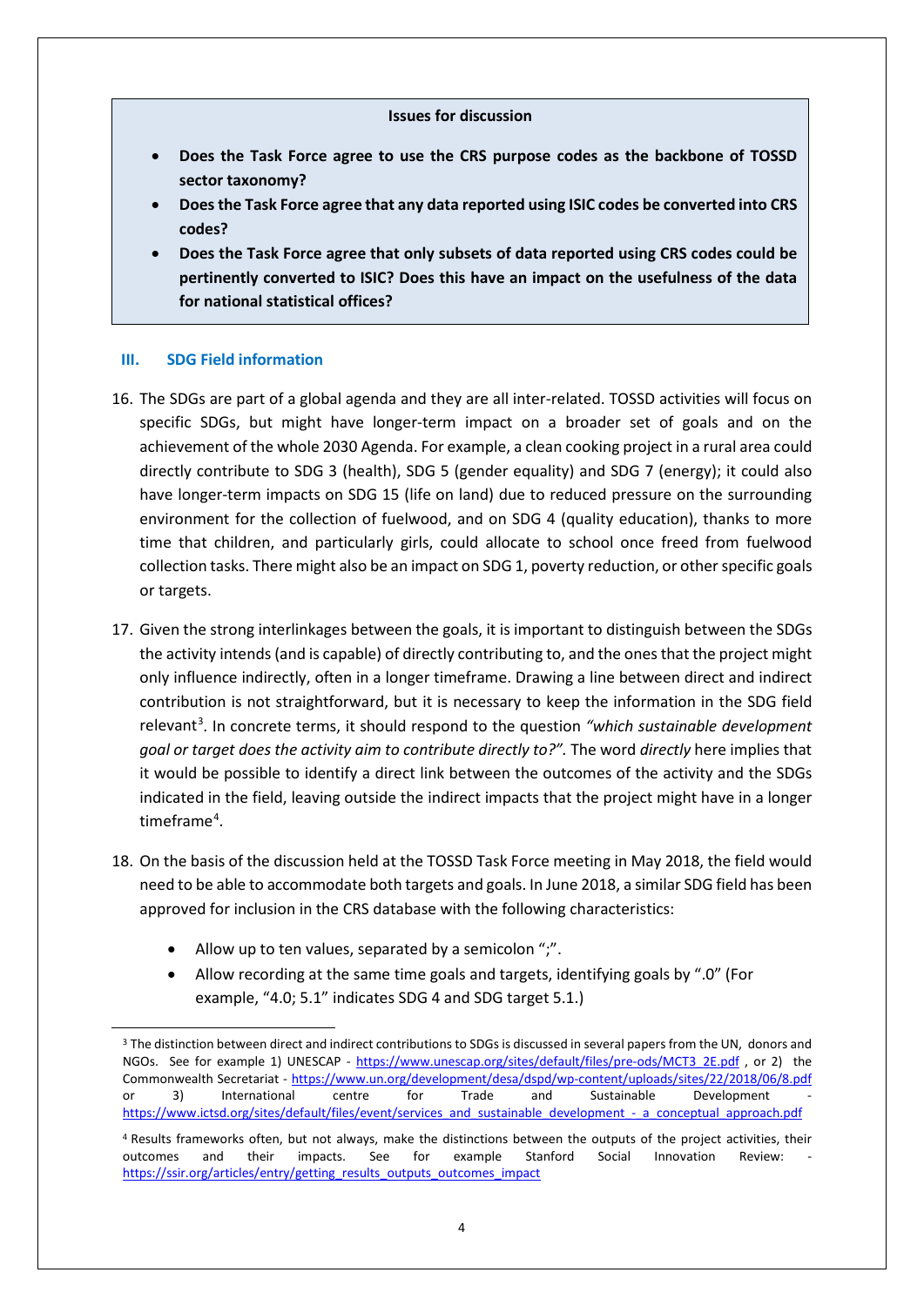**Issues for discussion**

- **Does the Task Force agree to use the CRS purpose codes as the backbone of TOSSD sector taxonomy?**
- **Does the Task Force agree that any data reported using ISIC codes be converted into CRS codes?**
- **Does the Task Force agree that only subsets of data reported using CRS codes could be pertinently converted to ISIC? Does this have an impact on the usefulness of the data for national statistical offices?**

## III. SDG Field information

16. The SDGs are part of a global agenda and they are all inter-related. TOSSD activities will focus on specific SDGs, but might have longer-term impact on a broader set of goals and on the achievement of the whole 2030 Agenda. For example, a clean cooking project in a rural area could directly contribute to SDG 3 (health), SDG 5 (gender equality) and SDG 7 (energy); it could also have longer-term impacts on SDG 15 (life on land) due to reduced pressure on the surrounding environment for the collection of fuelwood, and on SDG 4 (quality education), thanks to more time that children, and particularly girls, could allocate to school once freed from fuelwood collection tasks. There might also be an impact on SDG 1, poverty reduction, or other specific goals or targets.

17. Given the strong interlinkages between the goals, it is important to distinguish between the SDGs the activity intends (and is capable) of directly contributing to, and the ones that the project might only influence indirectly, often in a longer timeframe. Drawing a line between direct and indirect contribution is not straightforward, but it is necessary to keep the information in the SDG field relevant[3]. In concrete terms, it should respond to the question *"which sustainable development goal or target does the activity aim to contribute directly to?".* The word *directly* here implies that it would be possible to identify a direct link between the outcomes of the activity and the SDGs indicated in the field, leaving outside the indirect impacts that the project might have in a longer timeframe[4].

18. On the basis of the discussion held at the TOSSD Task Force meeting in May 2018, the field would need to be able to accommodate both targets and goals. In June 2018, a similar SDG field has been approved for inclusion in the CRS database with the following characteristics:

    - Allow up to ten values, separated by a semicolon ";".
    - Allow recording at the same time goals and targets, identifying goals by ".0" (For example, "4.0; 5.1" indicates SDG 4 and SDG target 5.1.)

---

[3] The distinction between direct and indirect contributions to SDGs is discussed in several papers from the UN, donors and NGOs. See for example 1) UNESCAP - https://www.unescap.org/sites/default/files/pre-ods/MCT3_2E.pdf , or 2) the Commonwealth Secretariat - https://www.un.org/development/desa/dspd/wp-content/uploads/sites/22/2018/06/8.pdf or 3) International centre for Trade and Sustainable Development - https://www.ictsd.org/sites/default/files/event/services_and_sustainable_development_-_a_conceptual_approach.pdf

[4] Results frameworks often, but not always, make the distinctions between the outputs of the project activities, their outcomes and their impacts. See for example Stanford Social Innovation Review: - https://ssir.org/articles/entry/getting_results_outputs_outcomes_impact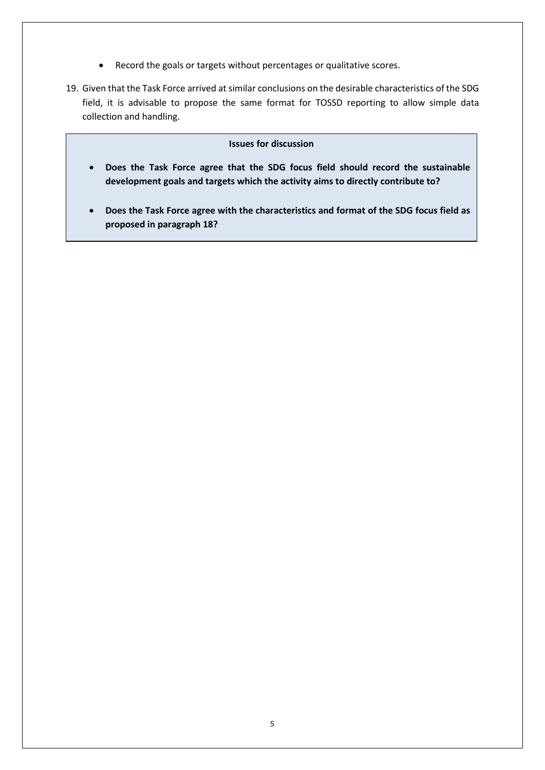- Record the goals or targets without percentages or qualitative scores.

19. Given that the Task Force arrived at similar conclusions on the desirable characteristics of the SDG field, it is advisable to propose the same format for TOSSD reporting to allow simple data collection and handling.

**Issues for discussion**

- **Does the Task Force agree that the SDG focus field should record the sustainable development goals and targets which the activity aims to directly contribute to?**
- **Does the Task Force agree with the characteristics and format of the SDG focus field as proposed in paragraph 18?**